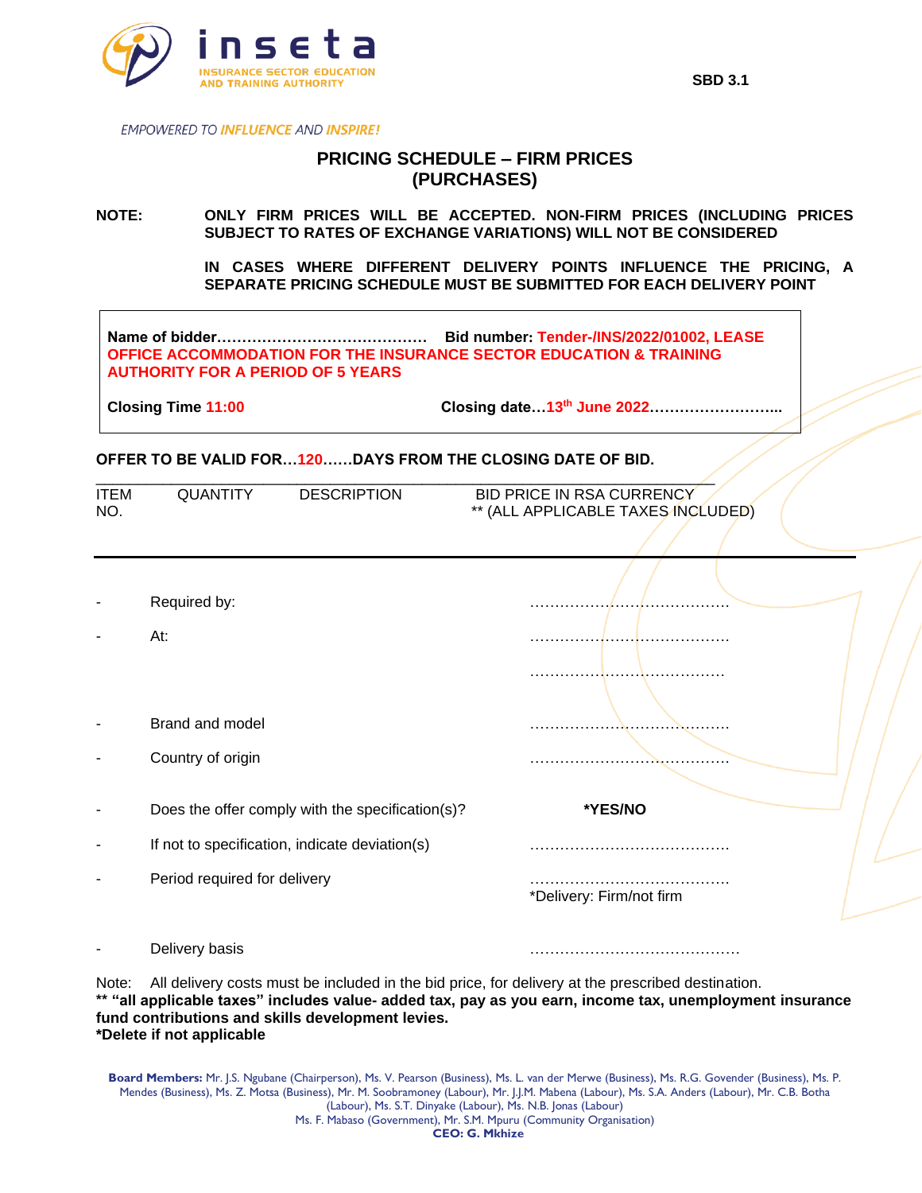inseta
INSURANCE SECTOR EDUCATION AND TRAINING AUTHORITY

SBD 3.1

*EMPOWERED TO INFLUENCE AND INSPIRE!*

# PRICING SCHEDULE – FIRM PRICES (PURCHASES)

**NOTE:** **ONLY FIRM PRICES WILL BE ACCEPTED. NON-FIRM PRICES (INCLUDING PRICES SUBJECT TO RATES OF EXCHANGE VARIATIONS) WILL NOT BE CONSIDERED**

**IN CASES WHERE DIFFERENT DELIVERY POINTS INFLUENCE THE PRICING, A SEPARATE PRICING SCHEDULE MUST BE SUBMITTED FOR EACH DELIVERY POINT**

**Name of bidder……………………………………** **Bid number: Tender-/INS/2022/01002, LEASE OFFICE ACCOMMODATION FOR THE INSURANCE SECTOR EDUCATION & TRAINING AUTHORITY FOR A PERIOD OF 5 YEARS**

**Closing Time 11:00** **Closing date…13th June 2022……………………...**

**OFFER TO BE VALID FOR…120……DAYS FROM THE CLOSING DATE OF BID.**

| ITEM NO. | QUANTITY | DESCRIPTION | BID PRICE IN RSA CURRENCY ** (ALL APPLICABLE TAXES INCLUDED) |
|---|---|---|---|

- Required by: …………………………………
- At: …………………………………
  …………………………………
- Brand and model …………………………………
- Country of origin …………………………………
- Does the offer comply with the specification(s)? **\*YES/NO**
- If not to specification, indicate deviation(s) …………………………………
- Period required for delivery …………………………………
  *Delivery: Firm/not firm
- Delivery basis ……………………………………

Note: All delivery costs must be included in the bid price, for delivery at the prescribed destination.

**\*\* "all applicable taxes" includes value- added tax, pay as you earn, income tax, unemployment insurance fund contributions and skills development levies.**

**\*Delete if not applicable**

**Board Members:** Mr. J.S. Ngubane (Chairperson), Ms. V. Pearson (Business), Ms. L. van der Merwe (Business), Ms. R.G. Govender (Business), Ms. P. Mendes (Business), Ms. Z. Motsa (Business), Mr. M. Soobramoney (Labour), Mr. J.J.M. Mabena (Labour), Ms. S.A. Anders (Labour), Mr. C.B. Botha (Labour), Ms. S.T. Dinyake (Labour), Ms. N.B. Jonas (Labour)
Ms. F. Mabaso (Government), Mr. S.M. Mpuru (Community Organisation)
**CEO: G. Mkhize**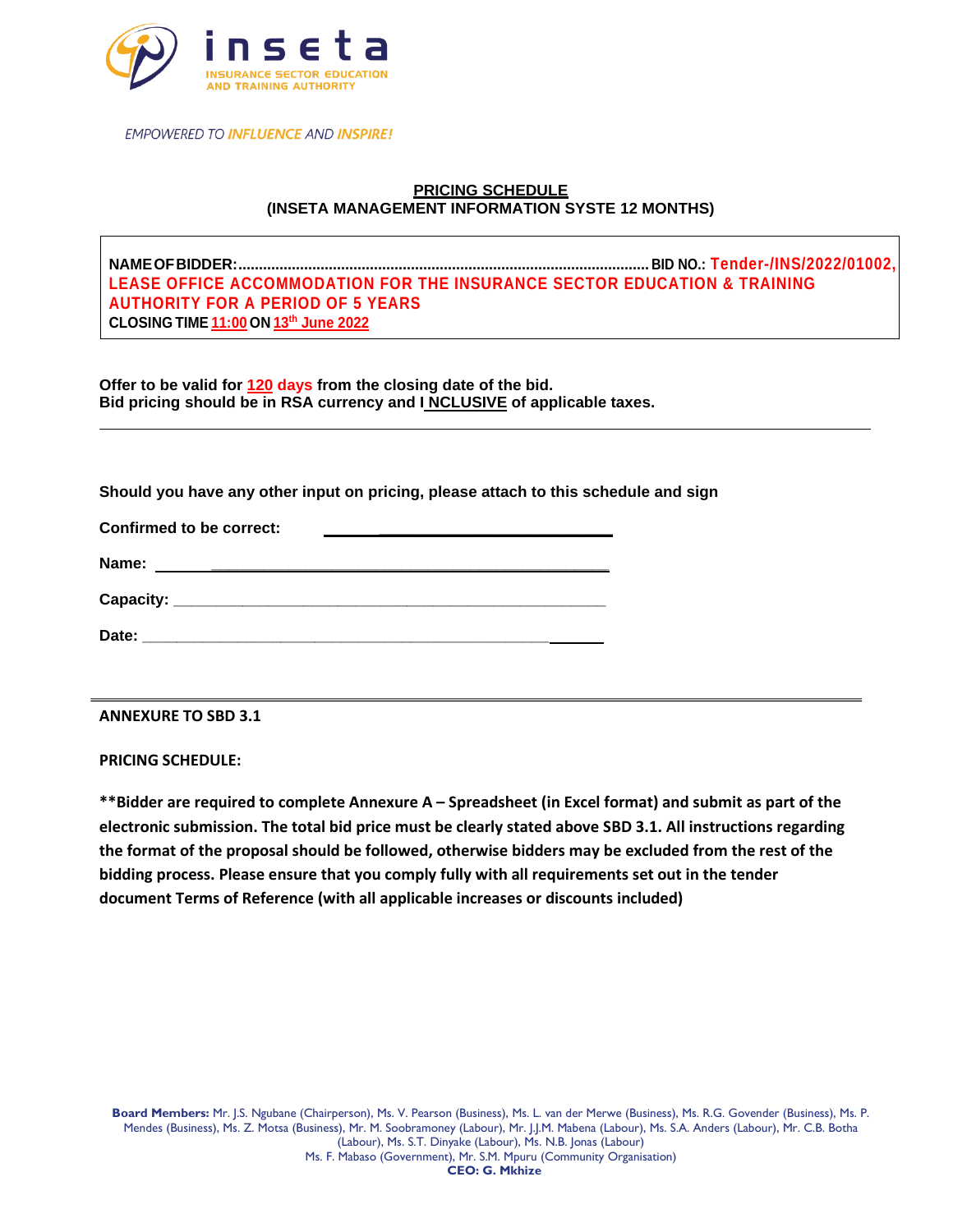inseta
INSURANCE SECTOR EDUCATION AND TRAINING AUTHORITY

*EMPOWERED TO INFLUENCE AND INSPIRE!*

## PRICING SCHEDULE
## (INSETA MANAGEMENT INFORMATION SYSTE 12 MONTHS)

**NAME OF BIDDER:.................................................................................................. BID NO.: Tender-/INS/2022/01002, LEASE OFFICE ACCOMMODATION FOR THE INSURANCE SECTOR EDUCATION & TRAINING AUTHORITY FOR A PERIOD OF 5 YEARS**
**CLOSING TIME 11:00 ON 13th June 2022**

**Offer to be valid for 120 days from the closing date of the bid.**
**Bid pricing should be in RSA currency and I NCLUSIVE of applicable taxes.**

---

**Should you have any other input on pricing, please attach to this schedule and sign**

**Confirmed to be correct:** ______________________________

**Name:** ______________________________________________

**Capacity:** ___________________________________________

**Date:** _______________________________________________

---

**ANNEXURE TO SBD 3.1**

**PRICING SCHEDULE:**

**\*\*Bidder are required to complete Annexure A – Spreadsheet (in Excel format) and submit as part of the electronic submission. The total bid price must be clearly stated above SBD 3.1. All instructions regarding the format of the proposal should be followed, otherwise bidders may be excluded from the rest of the bidding process. Please ensure that you comply fully with all requirements set out in the tender document Terms of Reference (with all applicable increases or discounts included)**

**Board Members:** Mr. J.S. Ngubane (Chairperson), Ms. V. Pearson (Business), Ms. L. van der Merwe (Business), Ms. R.G. Govender (Business), Ms. P. Mendes (Business), Ms. Z. Motsa (Business), Mr. M. Soobramoney (Labour), Mr. J.J.M. Mabena (Labour), Ms. S.A. Anders (Labour), Mr. C.B. Botha (Labour), Ms. S.T. Dinyake (Labour), Ms. N.B. Jonas (Labour)
Ms. F. Mabaso (Government), Mr. S.M. Mpuru (Community Organisation)
**CEO: G. Mkhize**